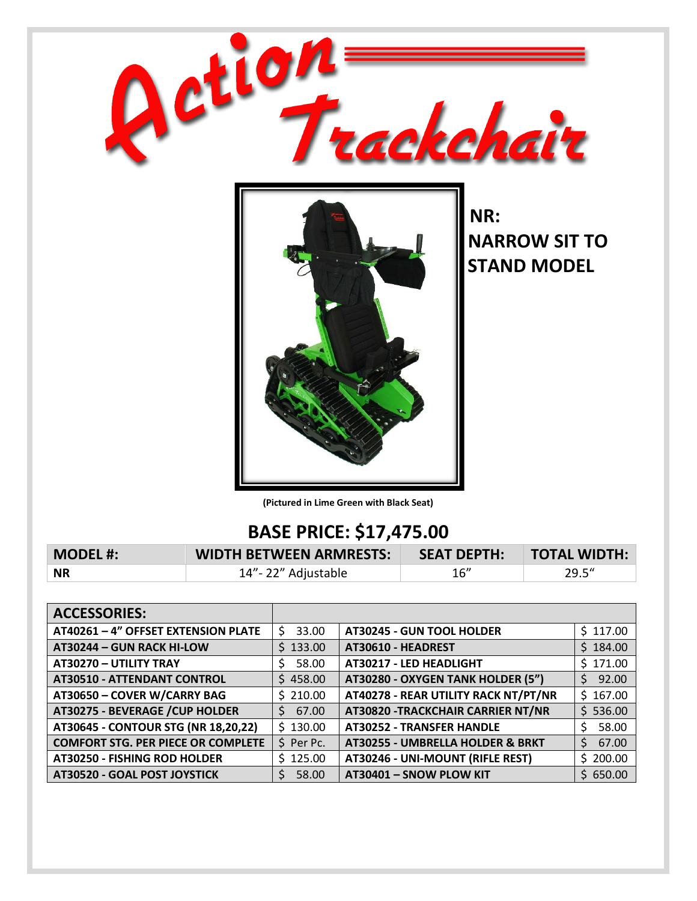# Action Trackchair

**NR:**
**NARROW SIT TO STAND MODEL**

**(Pictured in Lime Green with Black Seat)**

## BASE PRICE: $17,475.00

| MODEL #: | WIDTH BETWEEN ARMRESTS: | SEAT DEPTH: | TOTAL WIDTH: |
|---|---|---|---|
| **NR** | 14"- 22" Adjustable | 16" | 29.5" |

| ACCESSORIES: | | | |
|---|---|---|---|
| **AT40261 – 4" OFFSET EXTENSION PLATE** | $ 33.00 | **AT30245 - GUN TOOL HOLDER** | $ 117.00 |
| **AT30244 – GUN RACK HI-LOW** | $ 133.00 | **AT30610 - HEADREST** | $ 184.00 |
| **AT30270 – UTILITY TRAY** | $ 58.00 | **AT30217 - LED HEADLIGHT** | $ 171.00 |
| **AT30510 - ATTENDANT CONTROL** | $ 458.00 | **AT30280 - OXYGEN TANK HOLDER (5")** | $ 92.00 |
| **AT30650 – COVER W/CARRY BAG** | $ 210.00 | **AT40278 - REAR UTILITY RACK NT/PT/NR** | $ 167.00 |
| **AT30275 - BEVERAGE /CUP HOLDER** | $ 67.00 | **AT30820 -TRACKCHAIR CARRIER NT/NR** | $ 536.00 |
| **AT30645 - CONTOUR STG (NR 18,20,22)** | $ 130.00 | **AT30252 - TRANSFER HANDLE** | $ 58.00 |
| **COMFORT STG. PER PIECE OR COMPLETE** | $ Per Pc. | **AT30255 - UMBRELLA HOLDER & BRKT** | $ 67.00 |
| **AT30250 - FISHING ROD HOLDER** | $ 125.00 | **AT30246 - UNI-MOUNT (RIFLE REST)** | $ 200.00 |
| **AT30520 - GOAL POST JOYSTICK** | $ 58.00 | **AT30401 – SNOW PLOW KIT** | $ 650.00 |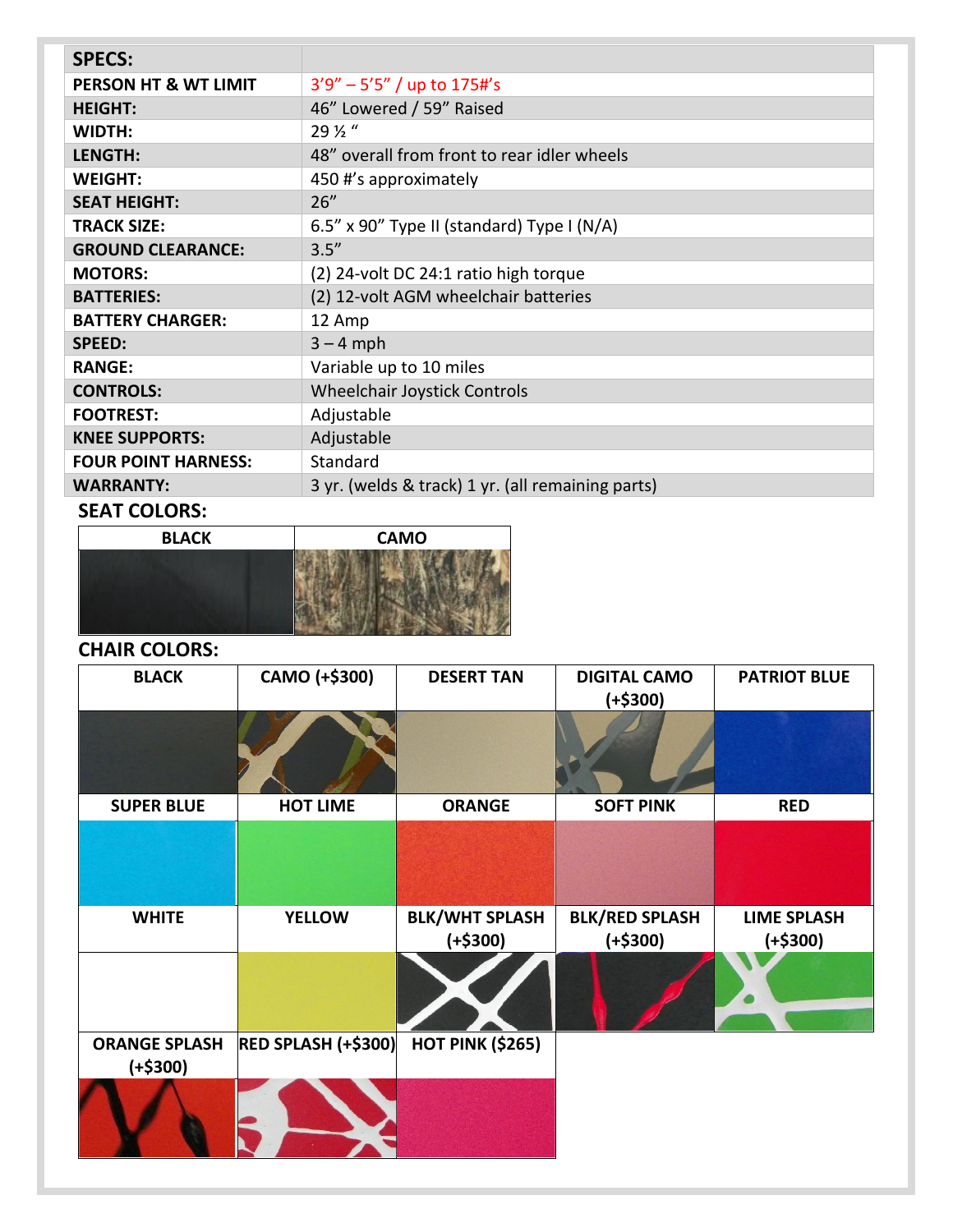| SPECS: | |
|---|---|
| PERSON HT & WT LIMIT | 3'9" – 5'5" / up to 175#'s |
| HEIGHT: | 46" Lowered / 59" Raised |
| WIDTH: | 29 ½ " |
| LENGTH: | 48" overall from front to rear idler wheels |
| WEIGHT: | 450 #'s approximately |
| SEAT HEIGHT: | 26" |
| TRACK SIZE: | 6.5" x 90" Type II (standard) Type I (N/A) |
| GROUND CLEARANCE: | 3.5" |
| MOTORS: | (2) 24-volt DC 24:1 ratio high torque |
| BATTERIES: | (2) 12-volt AGM wheelchair batteries |
| BATTERY CHARGER: | 12 Amp |
| SPEED: | 3 – 4 mph |
| RANGE: | Variable up to 10 miles |
| CONTROLS: | Wheelchair Joystick Controls |
| FOOTREST: | Adjustable |
| KNEE SUPPORTS: | Adjustable |
| FOUR POINT HARNESS: | Standard |
| WARRANTY: | 3 yr. (welds & track) 1 yr. (all remaining parts) |

## SEAT COLORS:

| BLACK | CAMO |
|---|---|

## CHAIR COLORS:

| | | | | |
|---|---|---|---|---|
| BLACK | CAMO (+$300) | DESERT TAN | DIGITAL CAMO (+$300) | PATRIOT BLUE |
| SUPER BLUE | HOT LIME | ORANGE | SOFT PINK | RED |
| WHITE | YELLOW | BLK/WHT SPLASH (+$300) | BLK/RED SPLASH (+$300) | LIME SPLASH (+$300) |
| ORANGE SPLASH (+$300) | RED SPLASH (+$300) | HOT PINK ($265) | | |